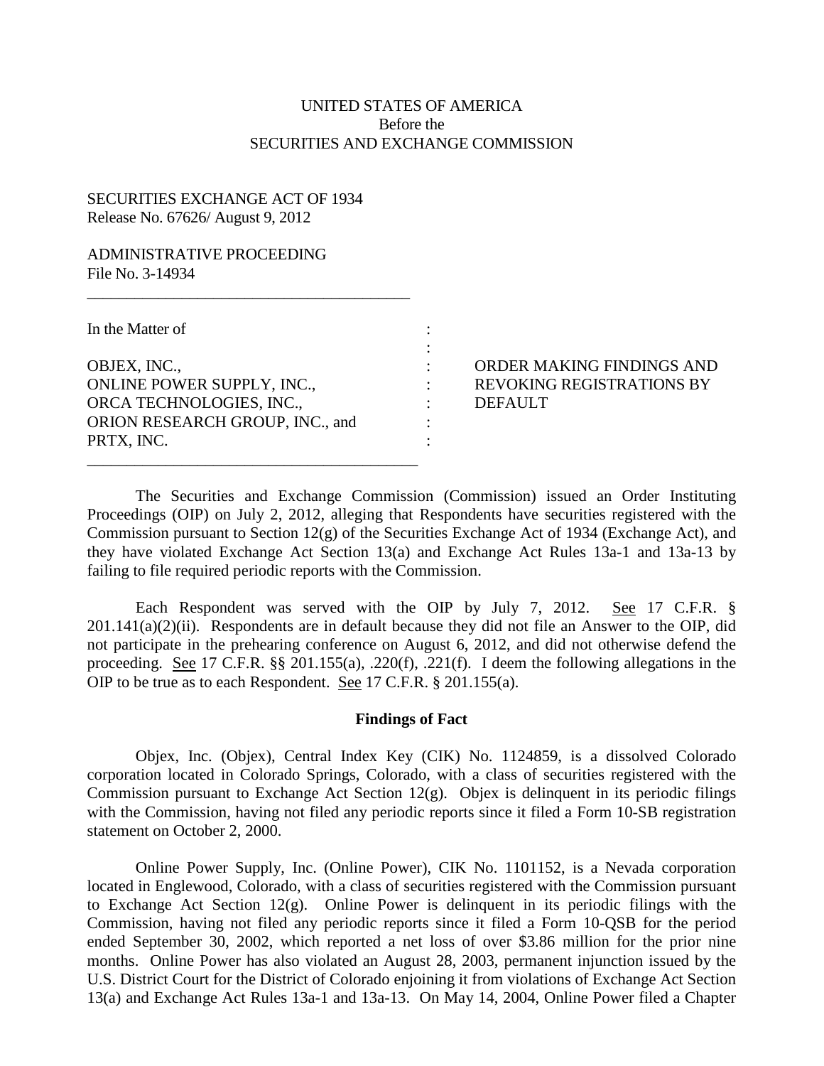UNITED STATES OF AMERICA
Before the
SECURITIES AND EXCHANGE COMMISSION

SECURITIES EXCHANGE ACT OF 1934
Release No. 67626/ August 9, 2012

ADMINISTRATIVE PROCEEDING
File No. 3-14934

---

In the Matter of

OBJEX, INC.,
ONLINE POWER SUPPLY, INC.,
ORCA TECHNOLOGIES, INC.,
ORION RESEARCH GROUP, INC., and
PRTX, INC.

---

ORDER MAKING FINDINGS AND REVOKING REGISTRATIONS BY DEFAULT

The Securities and Exchange Commission (Commission) issued an Order Instituting Proceedings (OIP) on July 2, 2012, alleging that Respondents have securities registered with the Commission pursuant to Section 12(g) of the Securities Exchange Act of 1934 (Exchange Act), and they have violated Exchange Act Section 13(a) and Exchange Act Rules 13a-1 and 13a-13 by failing to file required periodic reports with the Commission.

Each Respondent was served with the OIP by July 7, 2012. See 17 C.F.R. § 201.141(a)(2)(ii). Respondents are in default because they did not file an Answer to the OIP, did not participate in the prehearing conference on August 6, 2012, and did not otherwise defend the proceeding. See 17 C.F.R. §§ 201.155(a), .220(f), .221(f). I deem the following allegations in the OIP to be true as to each Respondent. See 17 C.F.R. § 201.155(a).

**Findings of Fact**

Objex, Inc. (Objex), Central Index Key (CIK) No. 1124859, is a dissolved Colorado corporation located in Colorado Springs, Colorado, with a class of securities registered with the Commission pursuant to Exchange Act Section 12(g). Objex is delinquent in its periodic filings with the Commission, having not filed any periodic reports since it filed a Form 10-SB registration statement on October 2, 2000.

Online Power Supply, Inc. (Online Power), CIK No. 1101152, is a Nevada corporation located in Englewood, Colorado, with a class of securities registered with the Commission pursuant to Exchange Act Section 12(g). Online Power is delinquent in its periodic filings with the Commission, having not filed any periodic reports since it filed a Form 10-QSB for the period ended September 30, 2002, which reported a net loss of over $3.86 million for the prior nine months. Online Power has also violated an August 28, 2003, permanent injunction issued by the U.S. District Court for the District of Colorado enjoining it from violations of Exchange Act Section 13(a) and Exchange Act Rules 13a-1 and 13a-13. On May 14, 2004, Online Power filed a Chapter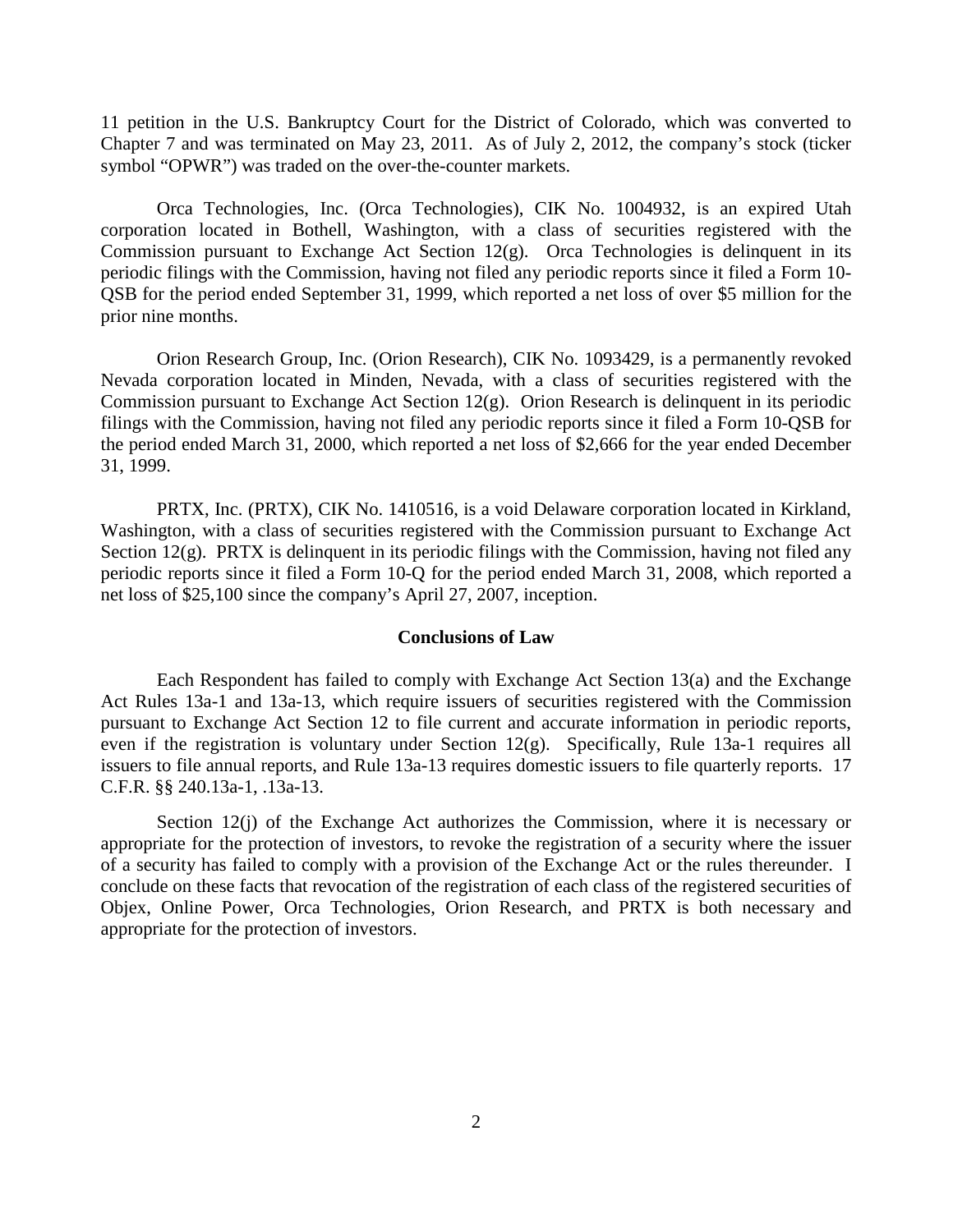11 petition in the U.S. Bankruptcy Court for the District of Colorado, which was converted to Chapter 7 and was terminated on May 23, 2011. As of July 2, 2012, the company's stock (ticker symbol "OPWR") was traded on the over-the-counter markets.

Orca Technologies, Inc. (Orca Technologies), CIK No. 1004932, is an expired Utah corporation located in Bothell, Washington, with a class of securities registered with the Commission pursuant to Exchange Act Section 12(g). Orca Technologies is delinquent in its periodic filings with the Commission, having not filed any periodic reports since it filed a Form 10-QSB for the period ended September 31, 1999, which reported a net loss of over $5 million for the prior nine months.

Orion Research Group, Inc. (Orion Research), CIK No. 1093429, is a permanently revoked Nevada corporation located in Minden, Nevada, with a class of securities registered with the Commission pursuant to Exchange Act Section 12(g). Orion Research is delinquent in its periodic filings with the Commission, having not filed any periodic reports since it filed a Form 10-QSB for the period ended March 31, 2000, which reported a net loss of $2,666 for the year ended December 31, 1999.

PRTX, Inc. (PRTX), CIK No. 1410516, is a void Delaware corporation located in Kirkland, Washington, with a class of securities registered with the Commission pursuant to Exchange Act Section 12(g). PRTX is delinquent in its periodic filings with the Commission, having not filed any periodic reports since it filed a Form 10-Q for the period ended March 31, 2008, which reported a net loss of $25,100 since the company's April 27, 2007, inception.

## Conclusions of Law

Each Respondent has failed to comply with Exchange Act Section 13(a) and the Exchange Act Rules 13a-1 and 13a-13, which require issuers of securities registered with the Commission pursuant to Exchange Act Section 12 to file current and accurate information in periodic reports, even if the registration is voluntary under Section 12(g). Specifically, Rule 13a-1 requires all issuers to file annual reports, and Rule 13a-13 requires domestic issuers to file quarterly reports. 17 C.F.R. §§ 240.13a-1, .13a-13.

Section 12(j) of the Exchange Act authorizes the Commission, where it is necessary or appropriate for the protection of investors, to revoke the registration of a security where the issuer of a security has failed to comply with a provision of the Exchange Act or the rules thereunder. I conclude on these facts that revocation of the registration of each class of the registered securities of Objex, Online Power, Orca Technologies, Orion Research, and PRTX is both necessary and appropriate for the protection of investors.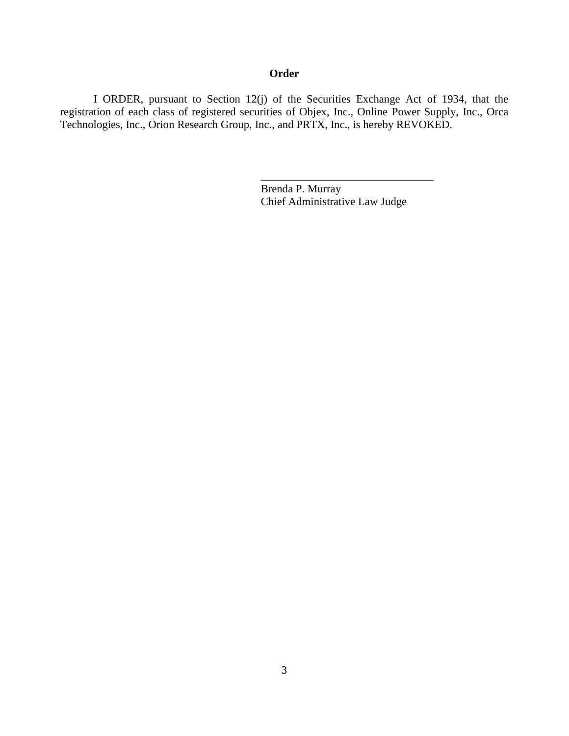## Order

I ORDER, pursuant to Section 12(j) of the Securities Exchange Act of 1934, that the registration of each class of registered securities of Objex, Inc., Online Power Supply, Inc., Orca Technologies, Inc., Orion Research Group, Inc., and PRTX, Inc., is hereby REVOKED.

\_\_\_\_\_\_\_\_\_\_\_\_\_\_\_\_\_\_\_\_\_\_\_\_\_\_\_\_\_\_\_

Brenda P. Murray
Chief Administrative Law Judge